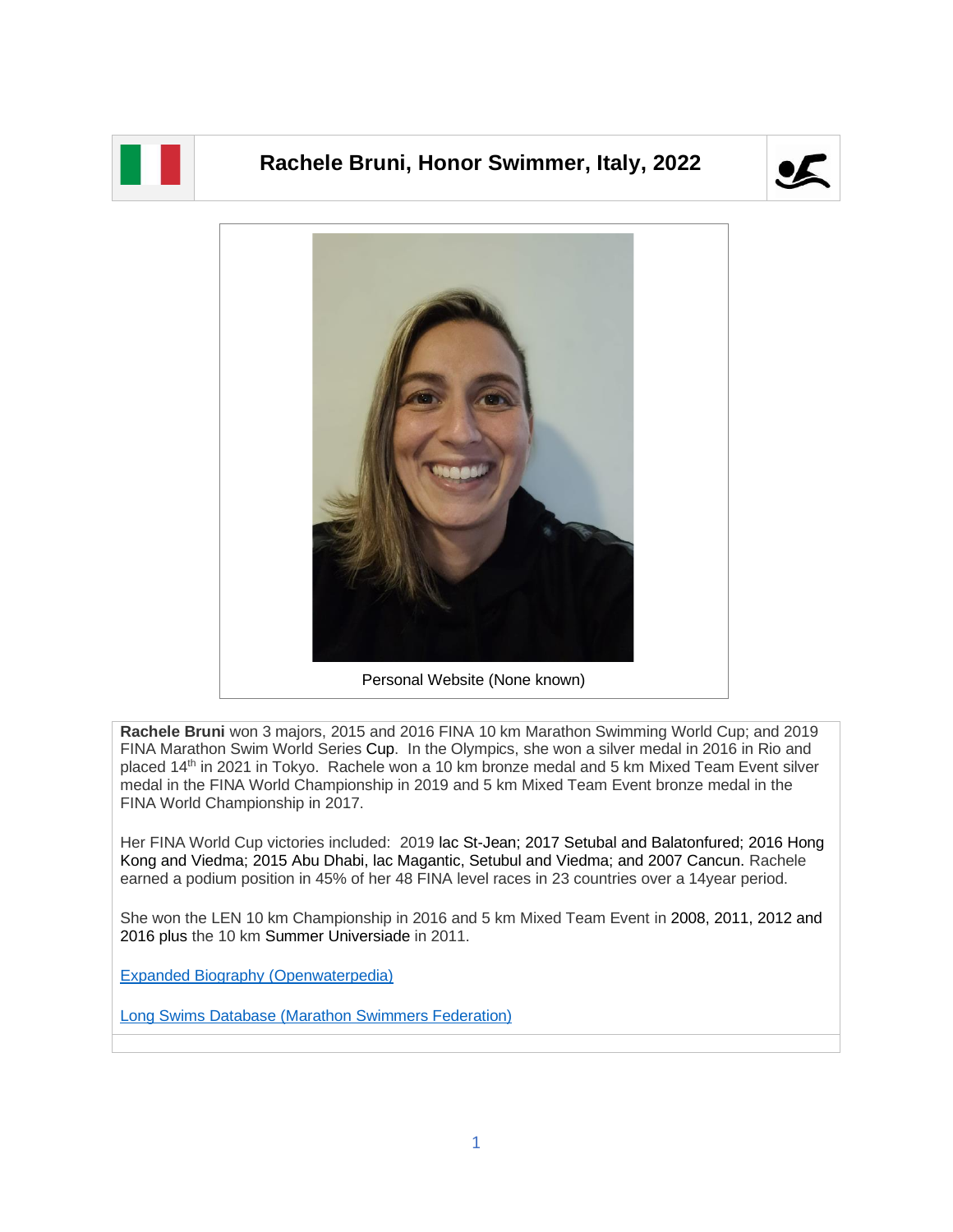# Rachele Bruni, Honor Swimmer, Italy, 2022

Personal Website (None known)

**Rachele Bruni** won 3 majors, 2015 and 2016 FINA 10 km Marathon Swimming World Cup; and 2019 FINA Marathon Swim World Series Cup. In the Olympics, she won a silver medal in 2016 in Rio and placed 14th in 2021 in Tokyo. Rachele won a 10 km bronze medal and 5 km Mixed Team Event silver medal in the FINA World Championship in 2019 and 5 km Mixed Team Event bronze medal in the FINA World Championship in 2017.

Her FINA World Cup victories included: 2019 lac St-Jean; 2017 Setubal and Balatonfured; 2016 Hong Kong and Viedma; 2015 Abu Dhabi, lac Magantic, Setubul and Viedma; and 2007 Cancun. Rachele earned a podium position in 45% of her 48 FINA level races in 23 countries over a 14year period.

She won the LEN 10 km Championship in 2016 and 5 km Mixed Team Event in 2008, 2011, 2012 and 2016 plus the 10 km Summer Universiade in 2011.

Expanded Biography (Openwaterpedia)

Long Swims Database (Marathon Swimmers Federation)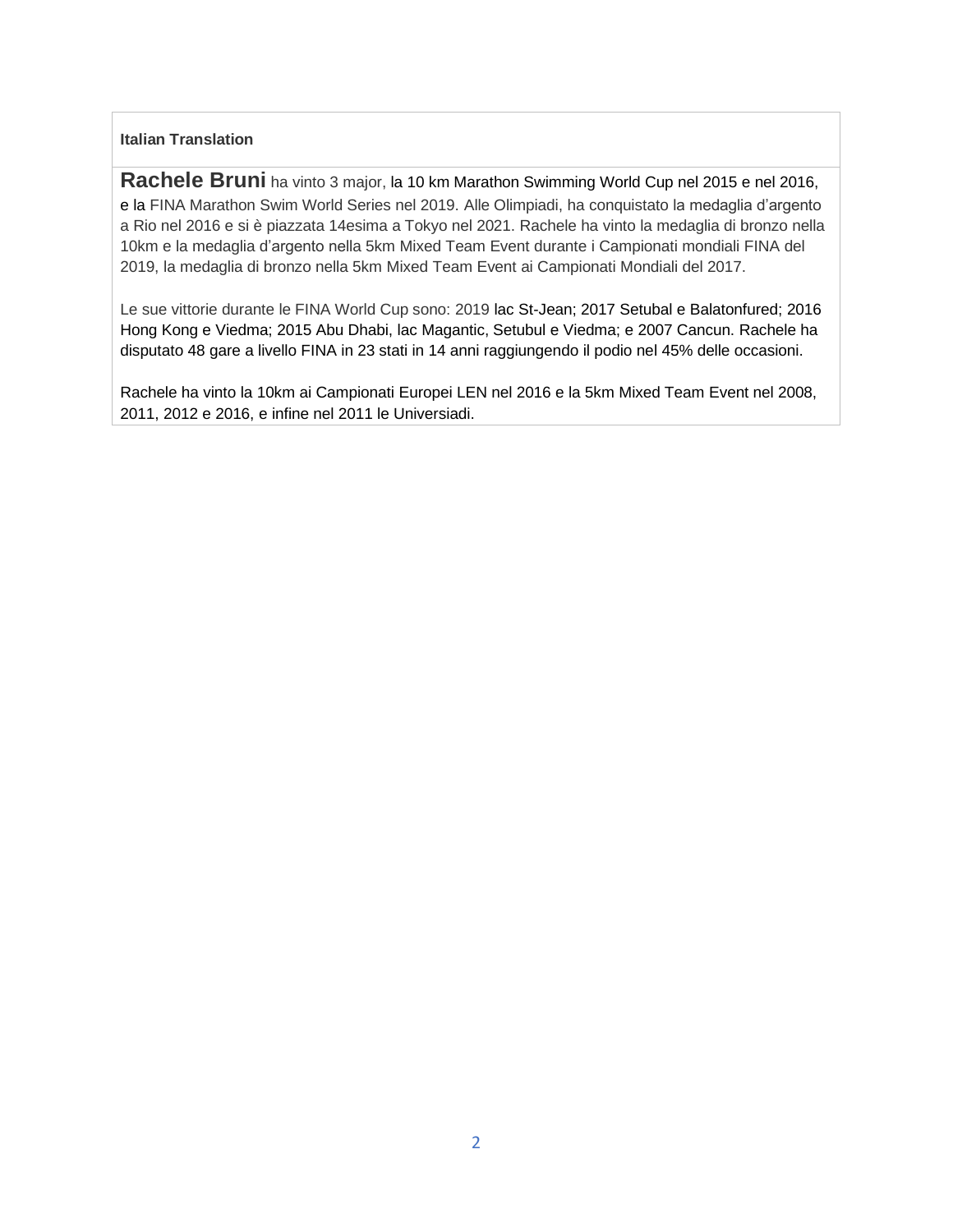**Italian Translation**

**Rachele Bruni** ha vinto 3 major, la 10 km Marathon Swimming World Cup nel 2015 e nel 2016, e la FINA Marathon Swim World Series nel 2019. Alle Olimpiadi, ha conquistato la medaglia d'argento a Rio nel 2016 e si è piazzata 14esima a Tokyo nel 2021. Rachele ha vinto la medaglia di bronzo nella 10km e la medaglia d'argento nella 5km Mixed Team Event durante i Campionati mondiali FINA del 2019, la medaglia di bronzo nella 5km Mixed Team Event ai Campionati Mondiali del 2017.

Le sue vittorie durante le FINA World Cup sono: 2019 lac St-Jean; 2017 Setubal e Balatonfured; 2016 Hong Kong e Viedma; 2015 Abu Dhabi, lac Magantic, Setubul e Viedma; e 2007 Cancun. Rachele ha disputato 48 gare a livello FINA in 23 stati in 14 anni raggiungendo il podio nel 45% delle occasioni.

Rachele ha vinto la 10km ai Campionati Europei LEN nel 2016 e la 5km Mixed Team Event nel 2008, 2011, 2012 e 2016, e infine nel 2011 le Universiadi.